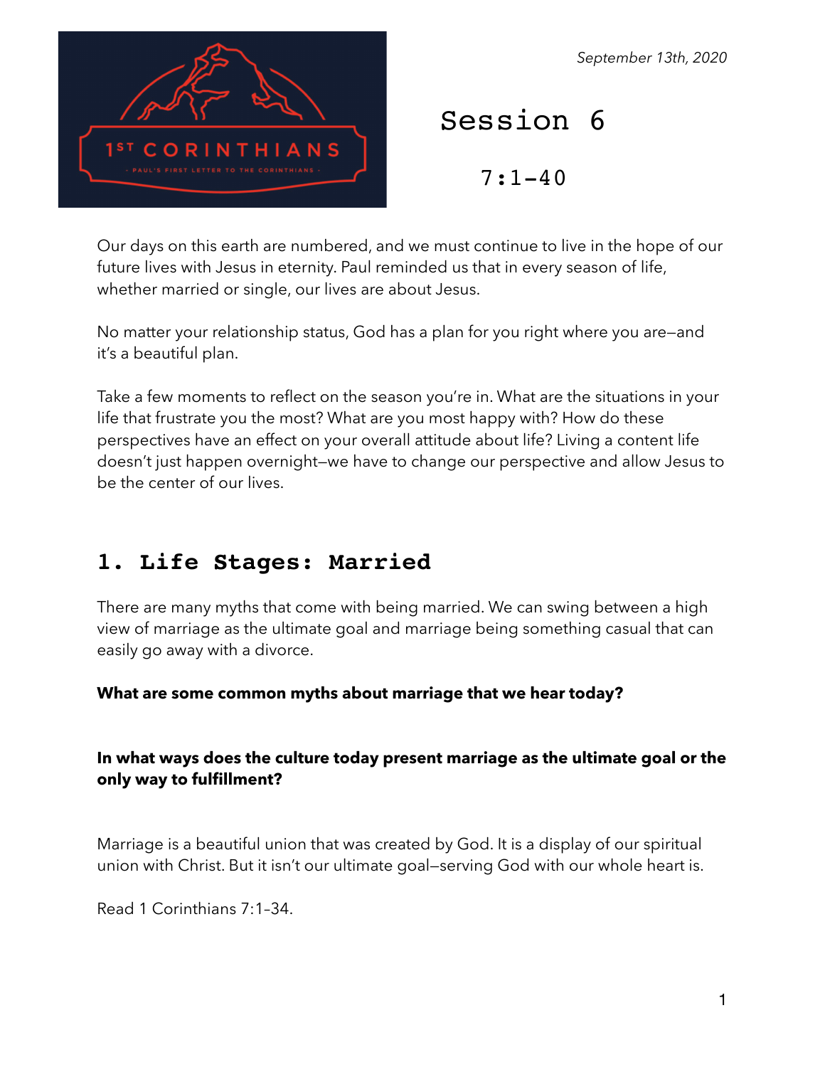*September 13th, 2020*

# Session 6

## 7:1-40

Our days on this earth are numbered, and we must continue to live in the hope of our future lives with Jesus in eternity. Paul reminded us that in every season of life, whether married or single, our lives are about Jesus.

No matter your relationship status, God has a plan for you right where you are—and it's a beautiful plan.

Take a few moments to reflect on the season you're in. What are the situations in your life that frustrate you the most? What are you most happy with? How do these perspectives have an effect on your overall attitude about life? Living a content life doesn't just happen overnight—we have to change our perspective and allow Jesus to be the center of our lives.

## 1. Life Stages: Married

There are many myths that come with being married. We can swing between a high view of marriage as the ultimate goal and marriage being something casual that can easily go away with a divorce.

**What are some common myths about marriage that we hear today?**

**In what ways does the culture today present marriage as the ultimate goal or the only way to fulfillment?**

Marriage is a beautiful union that was created by God. It is a display of our spiritual union with Christ. But it isn't our ultimate goal—serving God with our whole heart is.

Read 1 Corinthians 7:1–34.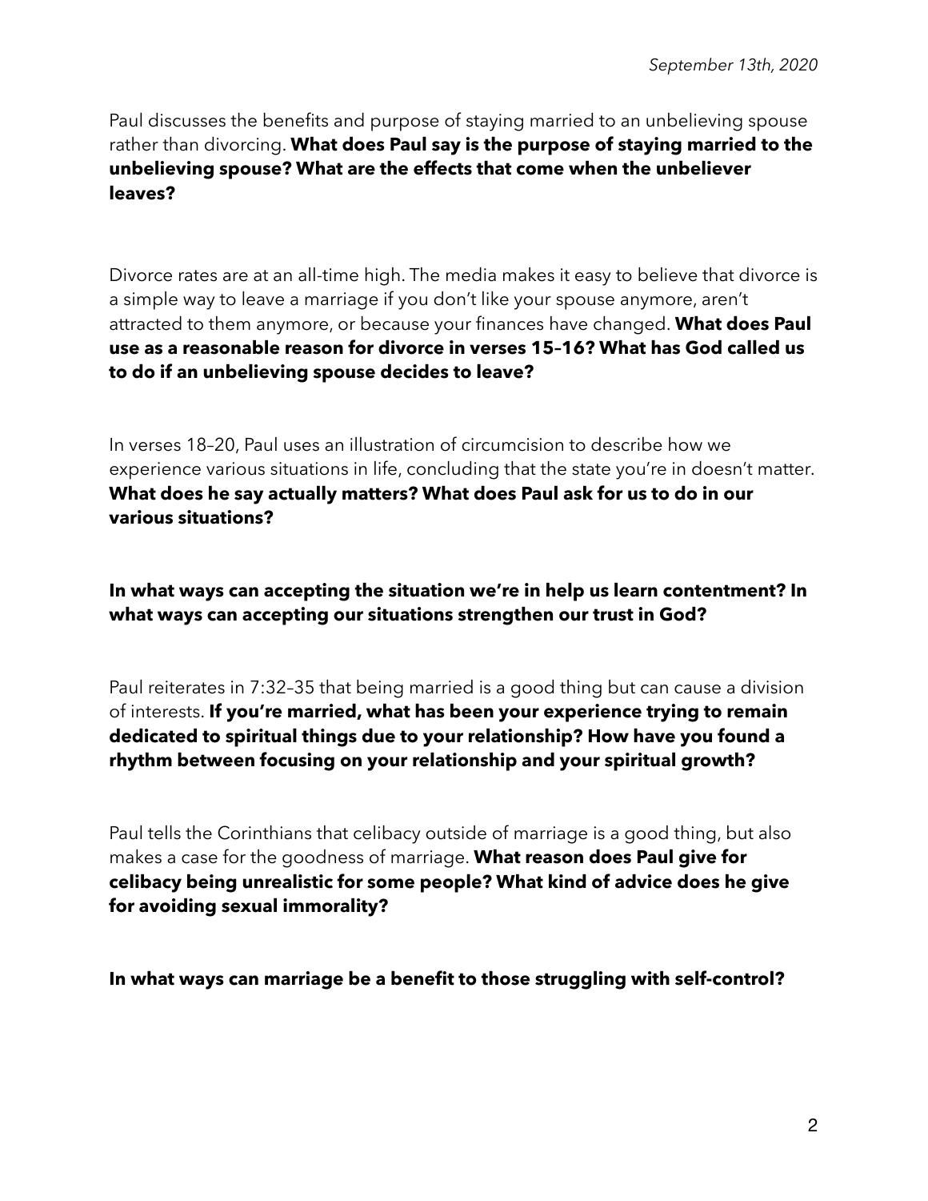Paul discusses the benefits and purpose of staying married to an unbelieving spouse rather than divorcing. **What does Paul say is the purpose of staying married to the unbelieving spouse? What are the effects that come when the unbeliever leaves?**

Divorce rates are at an all-time high. The media makes it easy to believe that divorce is a simple way to leave a marriage if you don't like your spouse anymore, aren't attracted to them anymore, or because your finances have changed. **What does Paul use as a reasonable reason for divorce in verses 15–16? What has God called us to do if an unbelieving spouse decides to leave?**

In verses 18–20, Paul uses an illustration of circumcision to describe how we experience various situations in life, concluding that the state you're in doesn't matter. **What does he say actually matters? What does Paul ask for us to do in our various situations?**

**In what ways can accepting the situation we're in help us learn contentment? In what ways can accepting our situations strengthen our trust in God?**

Paul reiterates in 7:32–35 that being married is a good thing but can cause a division of interests. **If you're married, what has been your experience trying to remain dedicated to spiritual things due to your relationship? How have you found a rhythm between focusing on your relationship and your spiritual growth?**

Paul tells the Corinthians that celibacy outside of marriage is a good thing, but also makes a case for the goodness of marriage. **What reason does Paul give for celibacy being unrealistic for some people? What kind of advice does he give for avoiding sexual immorality?**

**In what ways can marriage be a benefit to those struggling with self-control?**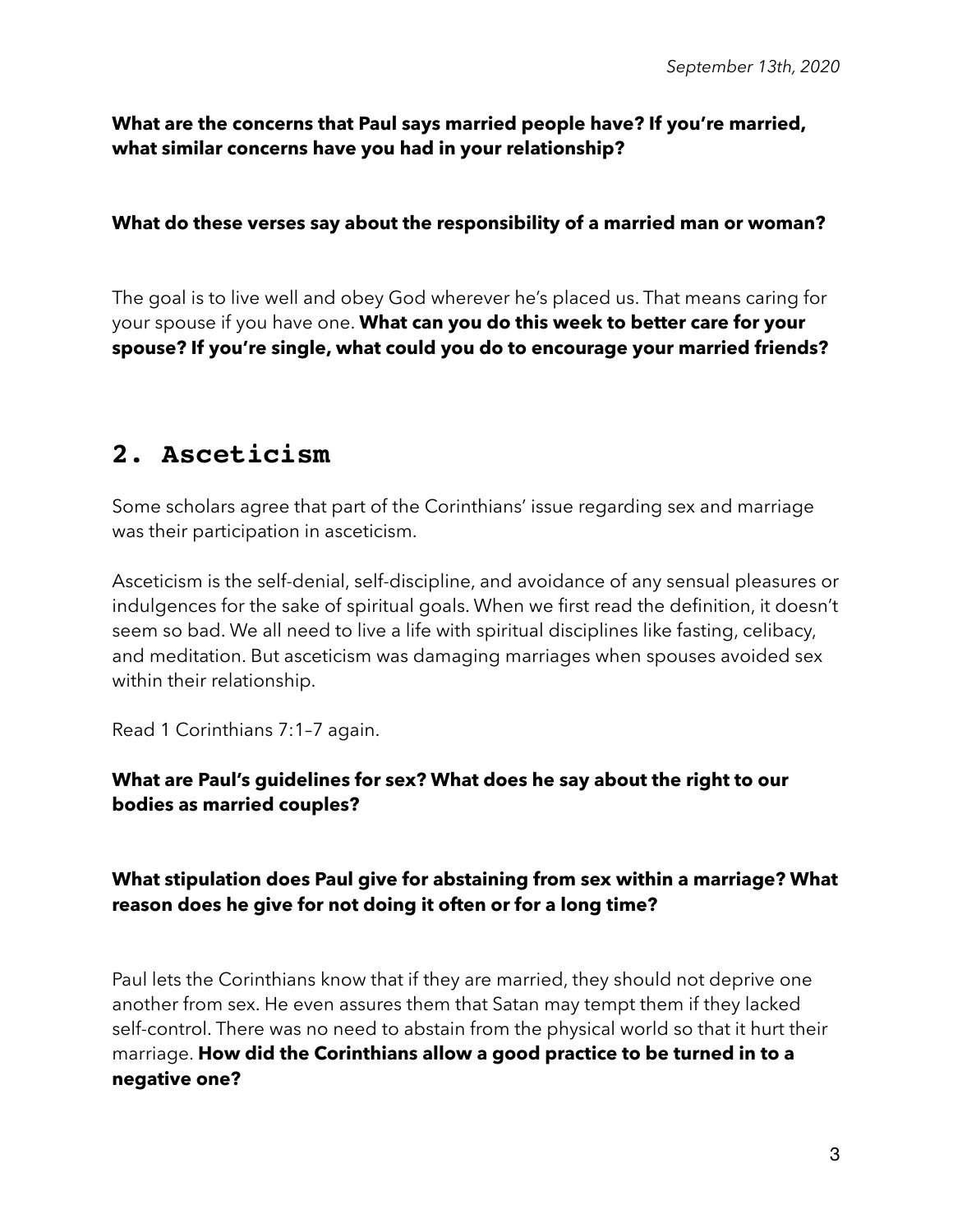**What are the concerns that Paul says married people have? If you're married, what similar concerns have you had in your relationship?**

**What do these verses say about the responsibility of a married man or woman?**

The goal is to live well and obey God wherever he's placed us. That means caring for your spouse if you have one. **What can you do this week to better care for your spouse? If you're single, what could you do to encourage your married friends?**

## 2. Asceticism

Some scholars agree that part of the Corinthians' issue regarding sex and marriage was their participation in asceticism.

Asceticism is the self-denial, self-discipline, and avoidance of any sensual pleasures or indulgences for the sake of spiritual goals. When we first read the definition, it doesn't seem so bad. We all need to live a life with spiritual disciplines like fasting, celibacy, and meditation. But asceticism was damaging marriages when spouses avoided sex within their relationship.

Read 1 Corinthians 7:1–7 again.

**What are Paul's guidelines for sex? What does he say about the right to our bodies as married couples?**

**What stipulation does Paul give for abstaining from sex within a marriage? What reason does he give for not doing it often or for a long time?**

Paul lets the Corinthians know that if they are married, they should not deprive one another from sex. He even assures them that Satan may tempt them if they lacked self-control. There was no need to abstain from the physical world so that it hurt their marriage. **How did the Corinthians allow a good practice to be turned in to a negative one?**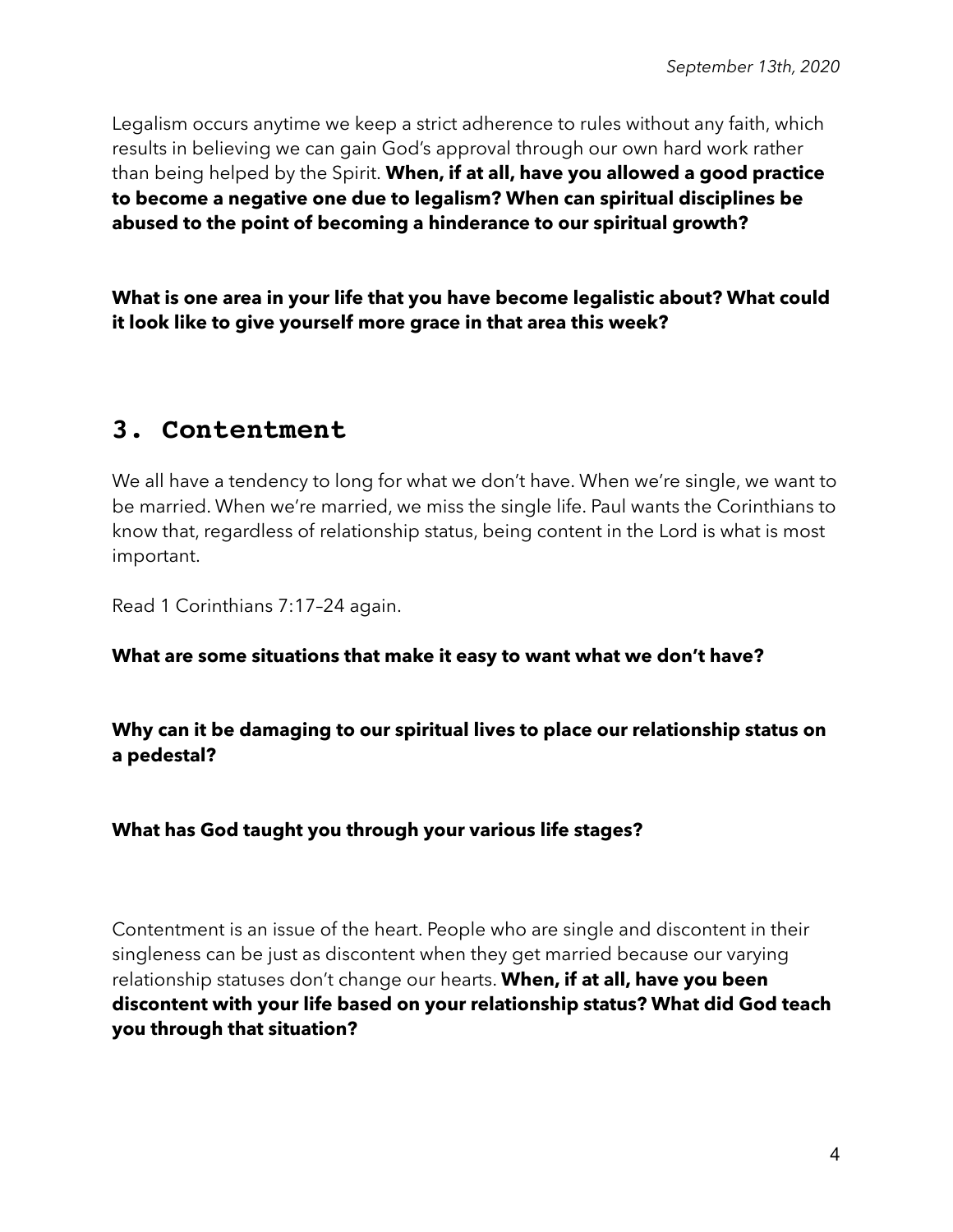Legalism occurs anytime we keep a strict adherence to rules without any faith, which results in believing we can gain God's approval through our own hard work rather than being helped by the Spirit. **When, if at all, have you allowed a good practice to become a negative one due to legalism? When can spiritual disciplines be abused to the point of becoming a hinderance to our spiritual growth?**

**What is one area in your life that you have become legalistic about? What could it look like to give yourself more grace in that area this week?**

## 3. Contentment

We all have a tendency to long for what we don't have. When we're single, we want to be married. When we're married, we miss the single life. Paul wants the Corinthians to know that, regardless of relationship status, being content in the Lord is what is most important.

Read 1 Corinthians 7:17–24 again.

**What are some situations that make it easy to want what we don't have?**

**Why can it be damaging to our spiritual lives to place our relationship status on a pedestal?**

**What has God taught you through your various life stages?**

Contentment is an issue of the heart. People who are single and discontent in their singleness can be just as discontent when they get married because our varying relationship statuses don't change our hearts. **When, if at all, have you been discontent with your life based on your relationship status? What did God teach you through that situation?**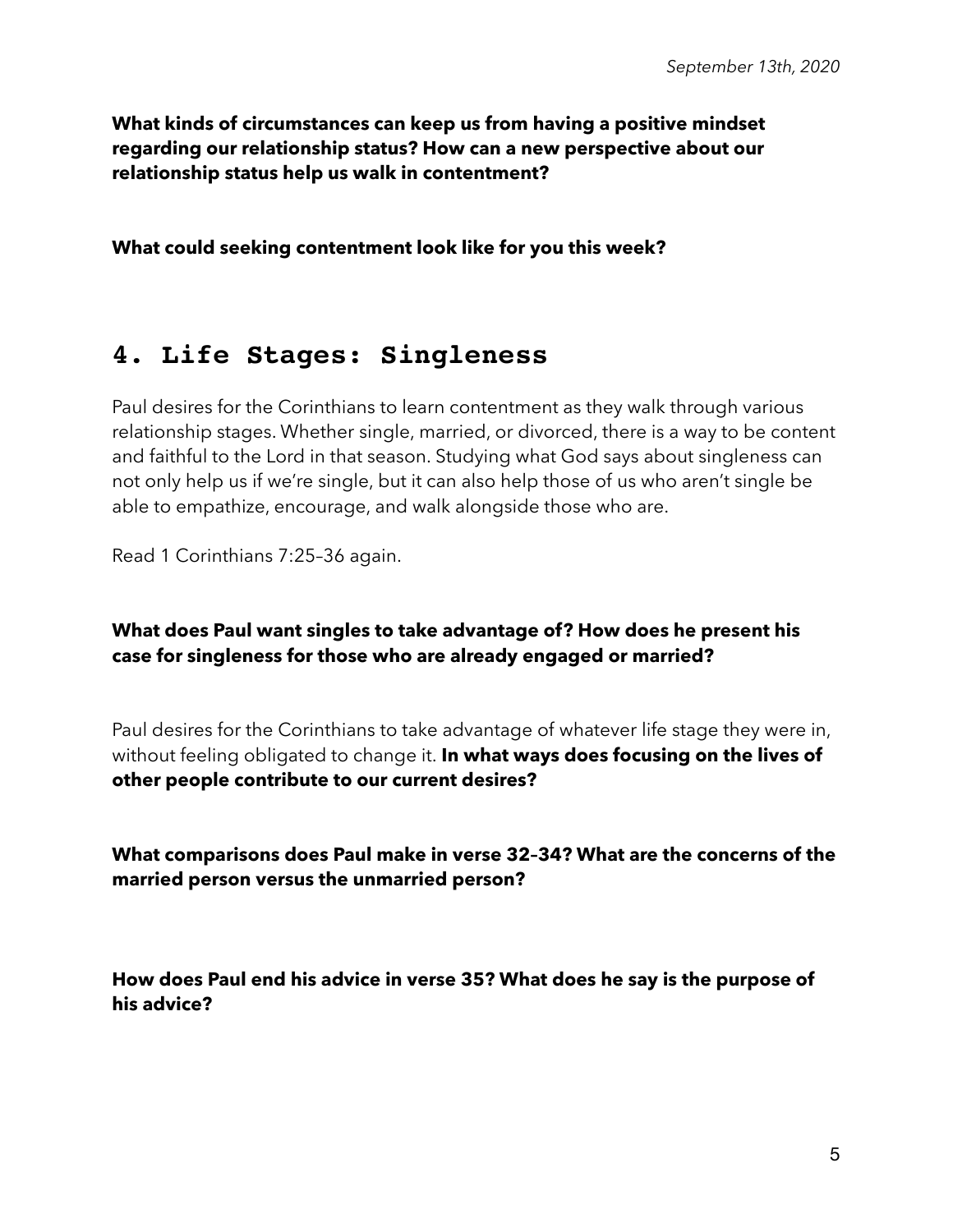*September 13th, 2020*

**What kinds of circumstances can keep us from having a positive mindset regarding our relationship status? How can a new perspective about our relationship status help us walk in contentment?**

**What could seeking contentment look like for you this week?**

## 4. Life Stages: Singleness

Paul desires for the Corinthians to learn contentment as they walk through various relationship stages. Whether single, married, or divorced, there is a way to be content and faithful to the Lord in that season. Studying what God says about singleness can not only help us if we're single, but it can also help those of us who aren't single be able to empathize, encourage, and walk alongside those who are.

Read 1 Corinthians 7:25–36 again.

**What does Paul want singles to take advantage of? How does he present his case for singleness for those who are already engaged or married?**

Paul desires for the Corinthians to take advantage of whatever life stage they were in, without feeling obligated to change it. **In what ways does focusing on the lives of other people contribute to our current desires?**

**What comparisons does Paul make in verse 32–34? What are the concerns of the married person versus the unmarried person?**

**How does Paul end his advice in verse 35? What does he say is the purpose of his advice?**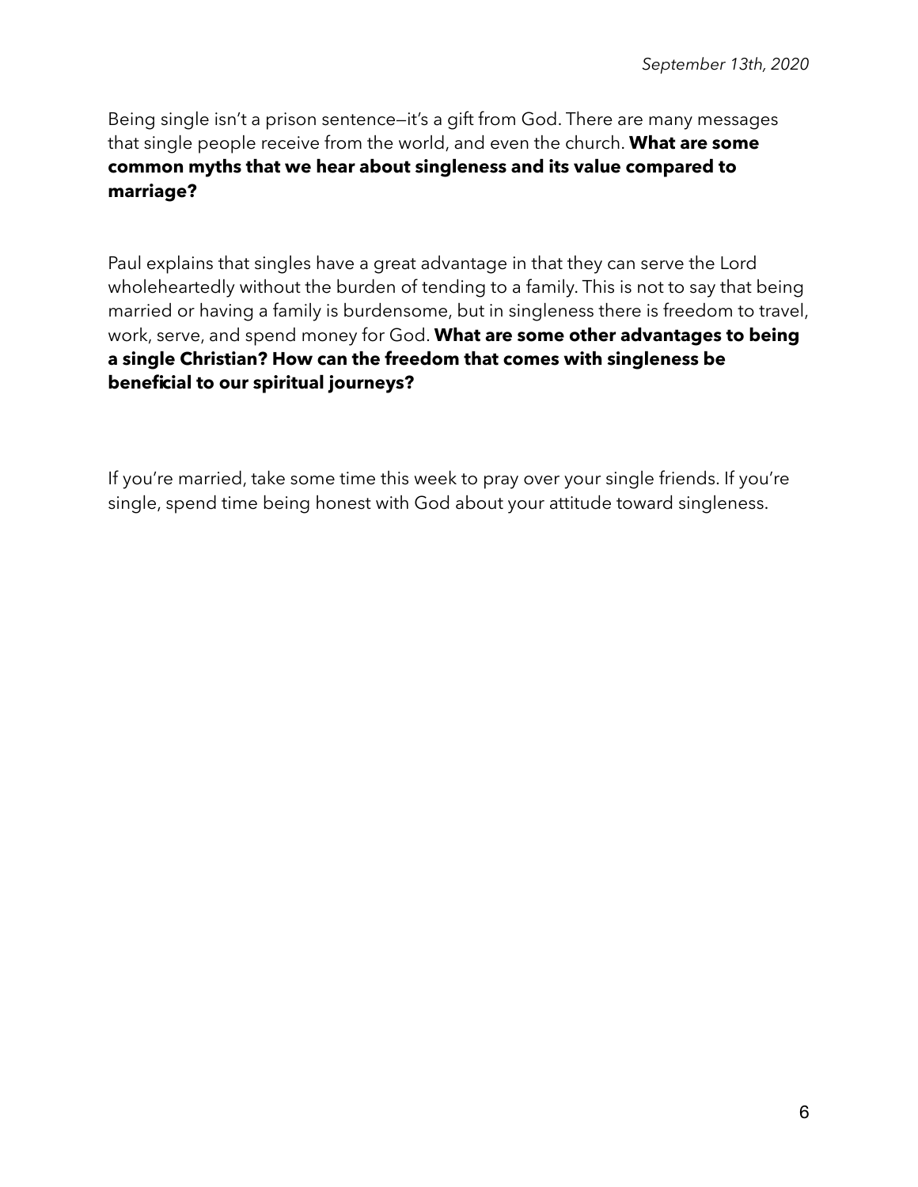*September 13th, 2020*

Being single isn't a prison sentence—it's a gift from God. There are many messages that single people receive from the world, and even the church. **What are some common myths that we hear about singleness and its value compared to marriage?**

Paul explains that singles have a great advantage in that they can serve the Lord wholeheartedly without the burden of tending to a family. This is not to say that being married or having a family is burdensome, but in singleness there is freedom to travel, work, serve, and spend money for God. **What are some other advantages to being a single Christian? How can the freedom that comes with singleness be beneficial to our spiritual journeys?**

If you're married, take some time this week to pray over your single friends. If you're single, spend time being honest with God about your attitude toward singleness.